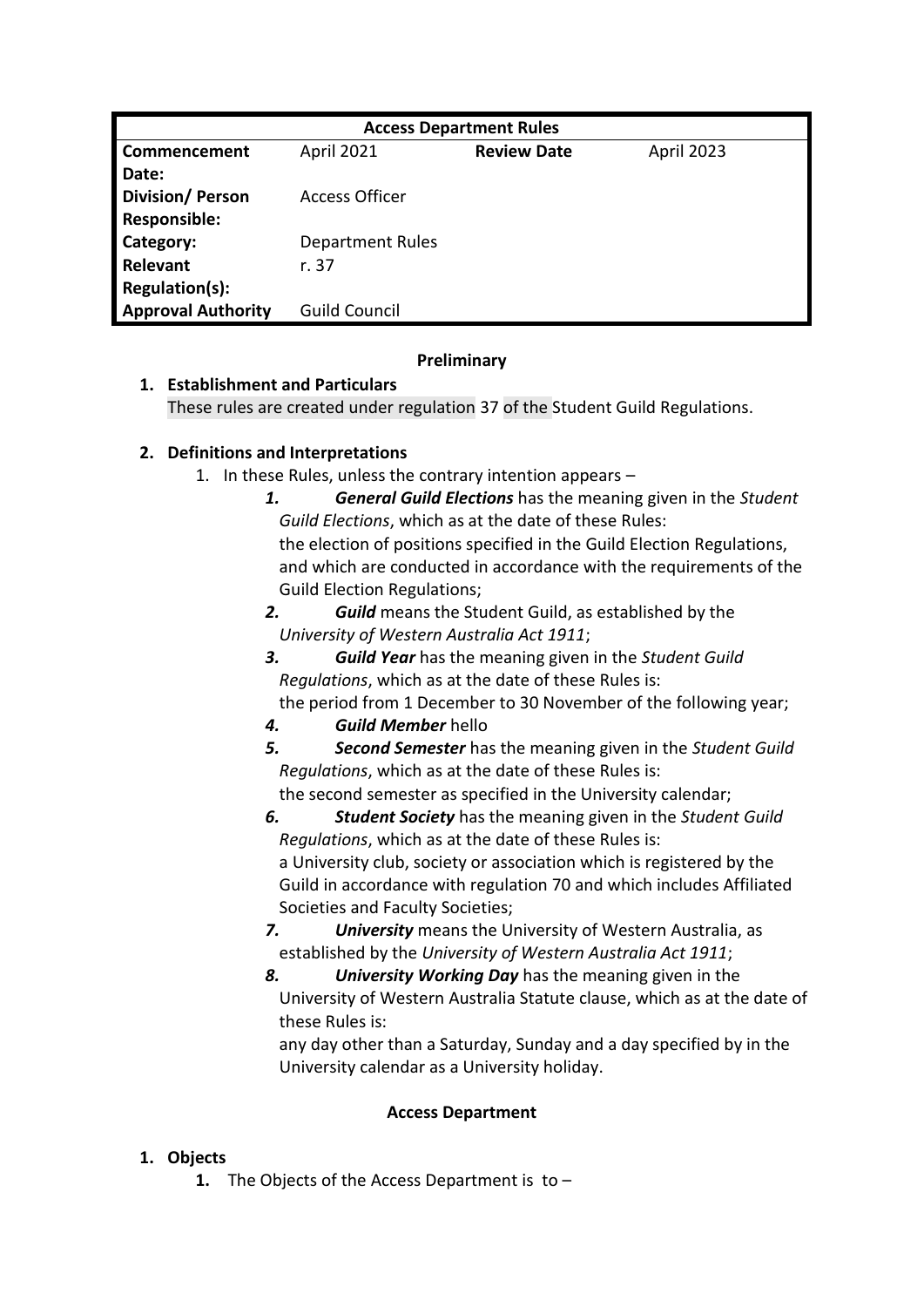| Access Department Rules | | | |
|---|---|---|---|
| **Commencement Date:** | April 2021 | **Review Date** | April 2023 |
| **Division/ Person Responsible:** | Access Officer | | |
| **Category:** | Department Rules | | |
| **Relevant Regulation(s):** | r. 37 | | |
| **Approval Authority** | Guild Council | | |

**Preliminary**

1. **Establishment and Particulars**
   These rules are created under regulation 37 of the Student Guild Regulations.

2. **Definitions and Interpretations**
   1. In these Rules, unless the contrary intention appears –
      1. ***General Guild Elections*** has the meaning given in the *Student Guild Elections*, which as at the date of these Rules:
         the election of positions specified in the Guild Election Regulations, and which are conducted in accordance with the requirements of the Guild Election Regulations;
      2. ***Guild*** means the Student Guild, as established by the *University of Western Australia Act 1911*;
      3. ***Guild Year*** has the meaning given in the *Student Guild Regulations*, which as at the date of these Rules is:
         the period from 1 December to 30 November of the following year;
      4. ***Guild Member*** hello
      5. ***Second Semester*** has the meaning given in the *Student Guild Regulations*, which as at the date of these Rules is:
         the second semester as specified in the University calendar;
      6. ***Student Society*** has the meaning given in the *Student Guild Regulations*, which as at the date of these Rules is:
         a University club, society or association which is registered by the Guild in accordance with regulation 70 and which includes Affiliated Societies and Faculty Societies;
      7. ***University*** means the University of Western Australia, as established by the *University of Western Australia Act 1911*;
      8. ***University Working Day*** has the meaning given in the University of Western Australia Statute clause, which as at the date of these Rules is:
         any day other than a Saturday, Sunday and a day specified by in the University calendar as a University holiday.

**Access Department**

1. **Objects**
   1. The Objects of the Access Department is to –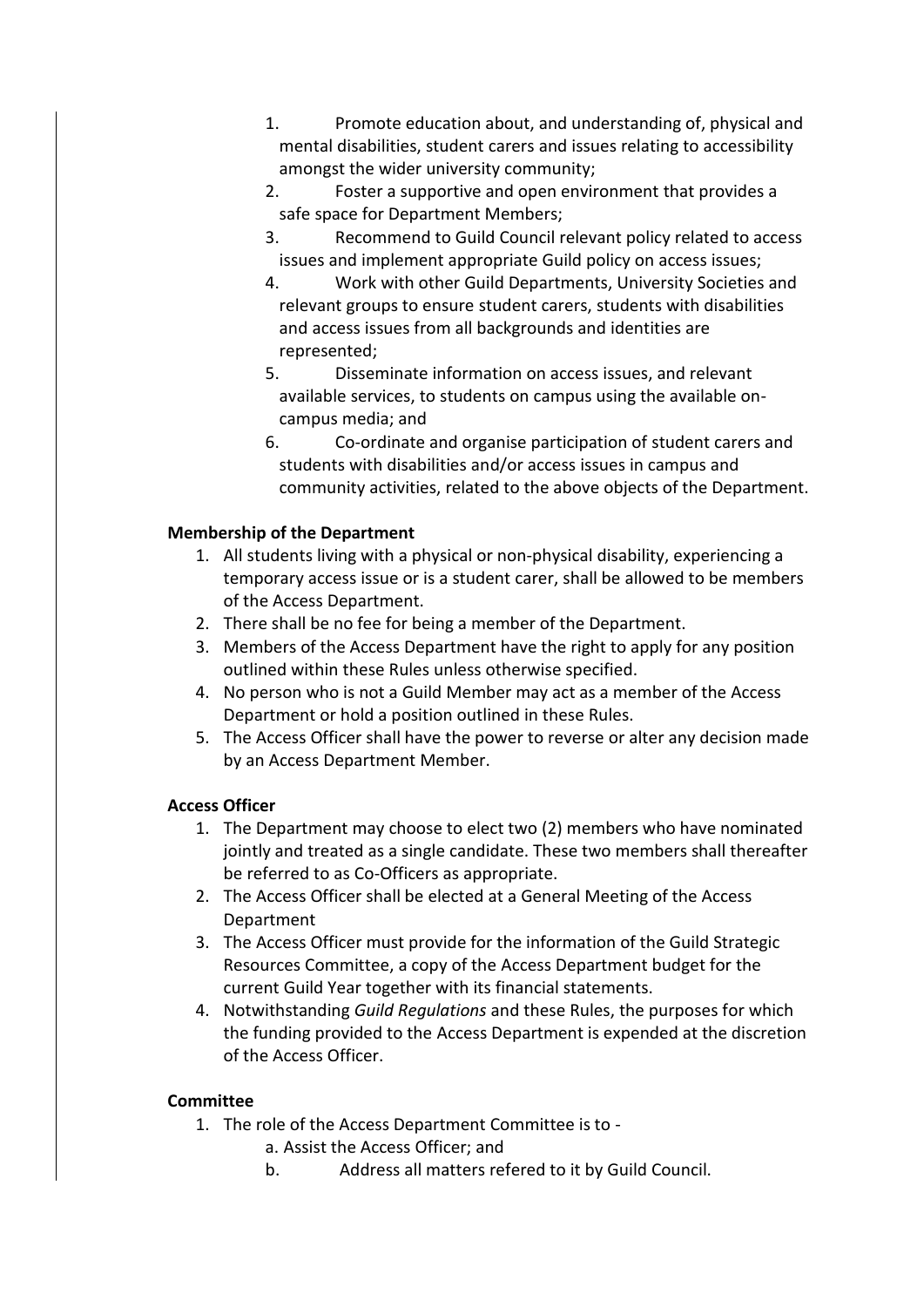1. Promote education about, and understanding of, physical and mental disabilities, student carers and issues relating to accessibility amongst the wider university community;
2. Foster a supportive and open environment that provides a safe space for Department Members;
3. Recommend to Guild Council relevant policy related to access issues and implement appropriate Guild policy on access issues;
4. Work with other Guild Departments, University Societies and relevant groups to ensure student carers, students with disabilities and access issues from all backgrounds and identities are represented;
5. Disseminate information on access issues, and relevant available services, to students on campus using the available on-campus media; and
6. Co-ordinate and organise participation of student carers and students with disabilities and/or access issues in campus and community activities, related to the above objects of the Department.

**Membership of the Department**

1. All students living with a physical or non-physical disability, experiencing a temporary access issue or is a student carer, shall be allowed to be members of the Access Department.
2. There shall be no fee for being a member of the Department.
3. Members of the Access Department have the right to apply for any position outlined within these Rules unless otherwise specified.
4. No person who is not a Guild Member may act as a member of the Access Department or hold a position outlined in these Rules.
5. The Access Officer shall have the power to reverse or alter any decision made by an Access Department Member.

**Access Officer**

1. The Department may choose to elect two (2) members who have nominated jointly and treated as a single candidate. These two members shall thereafter be referred to as Co-Officers as appropriate.
2. The Access Officer shall be elected at a General Meeting of the Access Department
3. The Access Officer must provide for the information of the Guild Strategic Resources Committee, a copy of the Access Department budget for the current Guild Year together with its financial statements.
4. Notwithstanding *Guild Regulations* and these Rules, the purposes for which the funding provided to the Access Department is expended at the discretion of the Access Officer.

**Committee**

1. The role of the Access Department Committee is to -
   a. Assist the Access Officer; and
   b. Address all matters refered to it by Guild Council.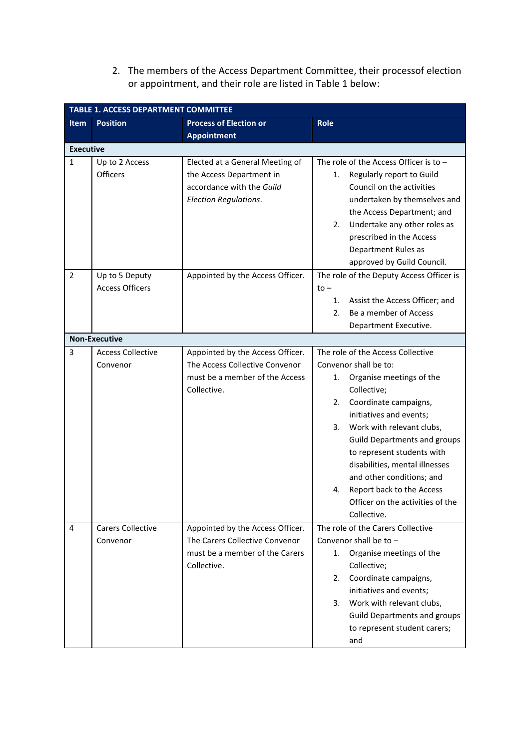2. The members of the Access Department Committee, their processof election or appointment, and their role are listed in Table 1 below:

| TABLE 1. ACCESS DEPARTMENT COMMITTEE | | | |
|---|---|---|---|
| **Item** | **Position** | **Process of Election or Appointment** | **Role** |
| **Executive** | | | |
| 1 | Up to 2 Access Officers | Elected at a General Meeting of the Access Department in accordance with the *Guild Election Regulations*. | The role of the Access Officer is to – <br>1. Regularly report to Guild Council on the activities undertaken by themselves and the Access Department; and <br>2. Undertake any other roles as prescribed in the Access Department Rules as approved by Guild Council. |
| 2 | Up to 5 Deputy Access Officers | Appointed by the Access Officer. | The role of the Deputy Access Officer is to – <br>1. Assist the Access Officer; and <br>2. Be a member of Access Department Executive. |
| **Non-Executive** | | | |
| 3 | Access Collective Convenor | Appointed by the Access Officer. The Access Collective Convenor must be a member of the Access Collective. | The role of the Access Collective Convenor shall be to: <br>1. Organise meetings of the Collective; <br>2. Coordinate campaigns, initiatives and events; <br>3. Work with relevant clubs, Guild Departments and groups to represent students with disabilities, mental illnesses and other conditions; and <br>4. Report back to the Access Officer on the activities of the Collective. |
| 4 | Carers Collective Convenor | Appointed by the Access Officer. The Carers Collective Convenor must be a member of the Carers Collective. | The role of the Carers Collective Convenor shall be to – <br>1. Organise meetings of the Collective; <br>2. Coordinate campaigns, initiatives and events; <br>3. Work with relevant clubs, Guild Departments and groups to represent student carers; and |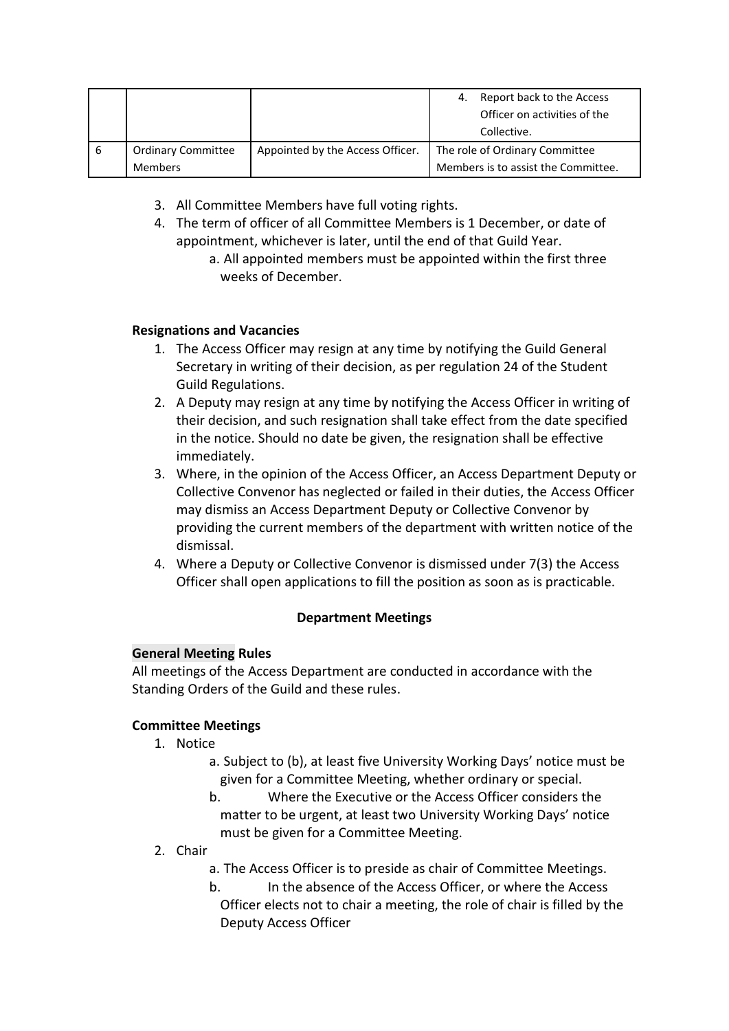| | | | 4. Report back to the Access Officer on activities of the Collective. |
|---|---|---|---|
| 6 | Ordinary Committee Members | Appointed by the Access Officer. | The role of Ordinary Committee Members is to assist the Committee. |

3. All Committee Members have full voting rights.
4. The term of officer of all Committee Members is 1 December, or date of appointment, whichever is later, until the end of that Guild Year.
    a. All appointed members must be appointed within the first three weeks of December.

**Resignations and Vacancies**

1. The Access Officer may resign at any time by notifying the Guild General Secretary in writing of their decision, as per regulation 24 of the Student Guild Regulations.
2. A Deputy may resign at any time by notifying the Access Officer in writing of their decision, and such resignation shall take effect from the date specified in the notice. Should no date be given, the resignation shall be effective immediately.
3. Where, in the opinion of the Access Officer, an Access Department Deputy or Collective Convenor has neglected or failed in their duties, the Access Officer may dismiss an Access Department Deputy or Collective Convenor by providing the current members of the department with written notice of the dismissal.
4. Where a Deputy or Collective Convenor is dismissed under 7(3) the Access Officer shall open applications to fill the position as soon as is practicable.

**Department Meetings**

**General Meeting Rules**

All meetings of the Access Department are conducted in accordance with the Standing Orders of the Guild and these rules.

**Committee Meetings**

1. Notice
    a. Subject to (b), at least five University Working Days' notice must be given for a Committee Meeting, whether ordinary or special.
    b. Where the Executive or the Access Officer considers the matter to be urgent, at least two University Working Days' notice must be given for a Committee Meeting.
2. Chair
    a. The Access Officer is to preside as chair of Committee Meetings.
    b. In the absence of the Access Officer, or where the Access Officer elects not to chair a meeting, the role of chair is filled by the Deputy Access Officer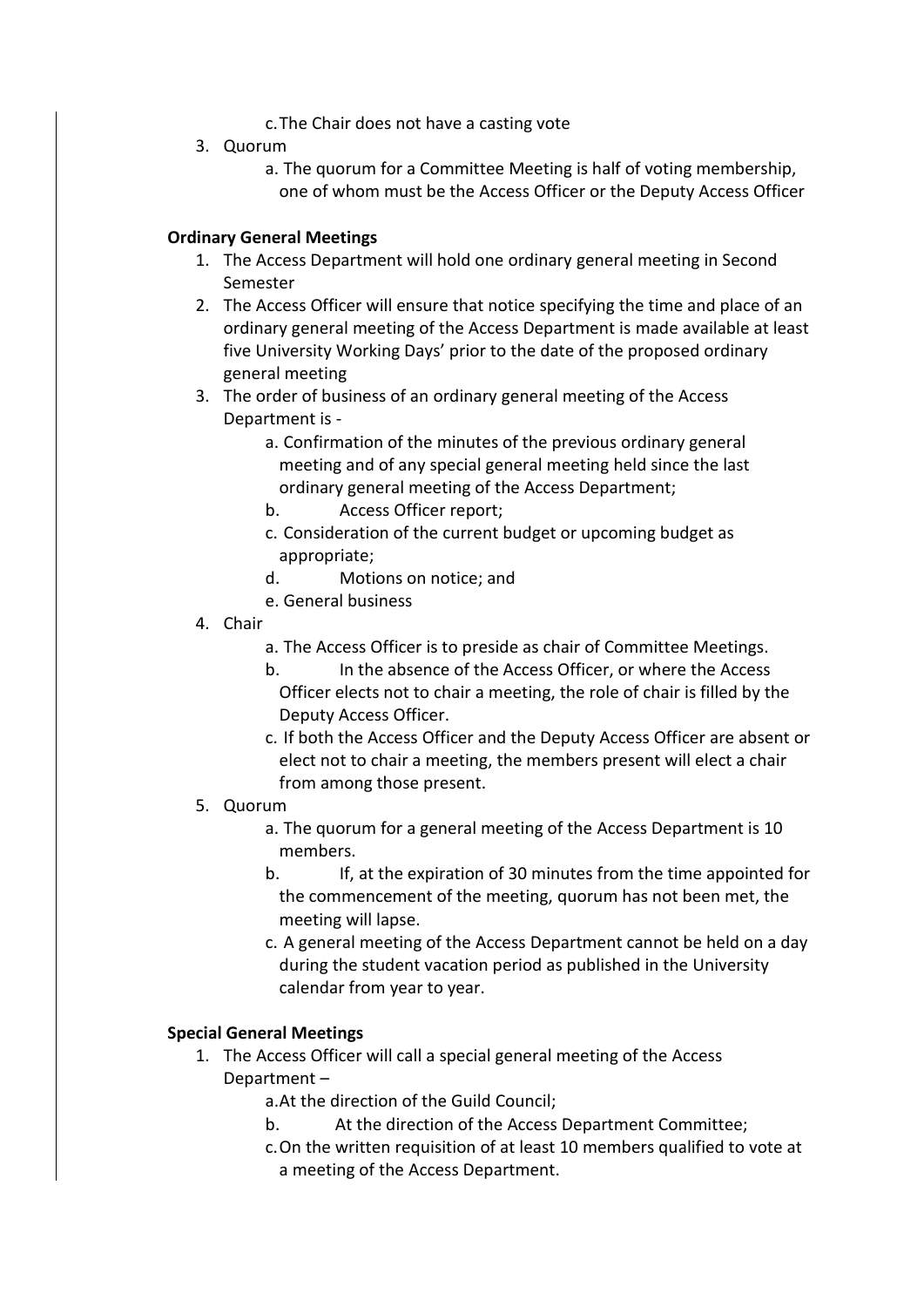c. The Chair does not have a casting vote

3. Quorum
   a. The quorum for a Committee Meeting is half of voting membership, one of whom must be the Access Officer or the Deputy Access Officer

**Ordinary General Meetings**

1. The Access Department will hold one ordinary general meeting in Second Semester
2. The Access Officer will ensure that notice specifying the time and place of an ordinary general meeting of the Access Department is made available at least five University Working Days' prior to the date of the proposed ordinary general meeting
3. The order of business of an ordinary general meeting of the Access Department is -
   a. Confirmation of the minutes of the previous ordinary general meeting and of any special general meeting held since the last ordinary general meeting of the Access Department;
   b. Access Officer report;
   c. Consideration of the current budget or upcoming budget as appropriate;
   d. Motions on notice; and
   e. General business
4. Chair
   a. The Access Officer is to preside as chair of Committee Meetings.
   b. In the absence of the Access Officer, or where the Access Officer elects not to chair a meeting, the role of chair is filled by the Deputy Access Officer.
   c. If both the Access Officer and the Deputy Access Officer are absent or elect not to chair a meeting, the members present will elect a chair from among those present.
5. Quorum
   a. The quorum for a general meeting of the Access Department is 10 members.
   b. If, at the expiration of 30 minutes from the time appointed for the commencement of the meeting, quorum has not been met, the meeting will lapse.
   c. A general meeting of the Access Department cannot be held on a day during the student vacation period as published in the University calendar from year to year.

**Special General Meetings**

1. The Access Officer will call a special general meeting of the Access Department –
   a. At the direction of the Guild Council;
   b. At the direction of the Access Department Committee;
   c. On the written requisition of at least 10 members qualified to vote at a meeting of the Access Department.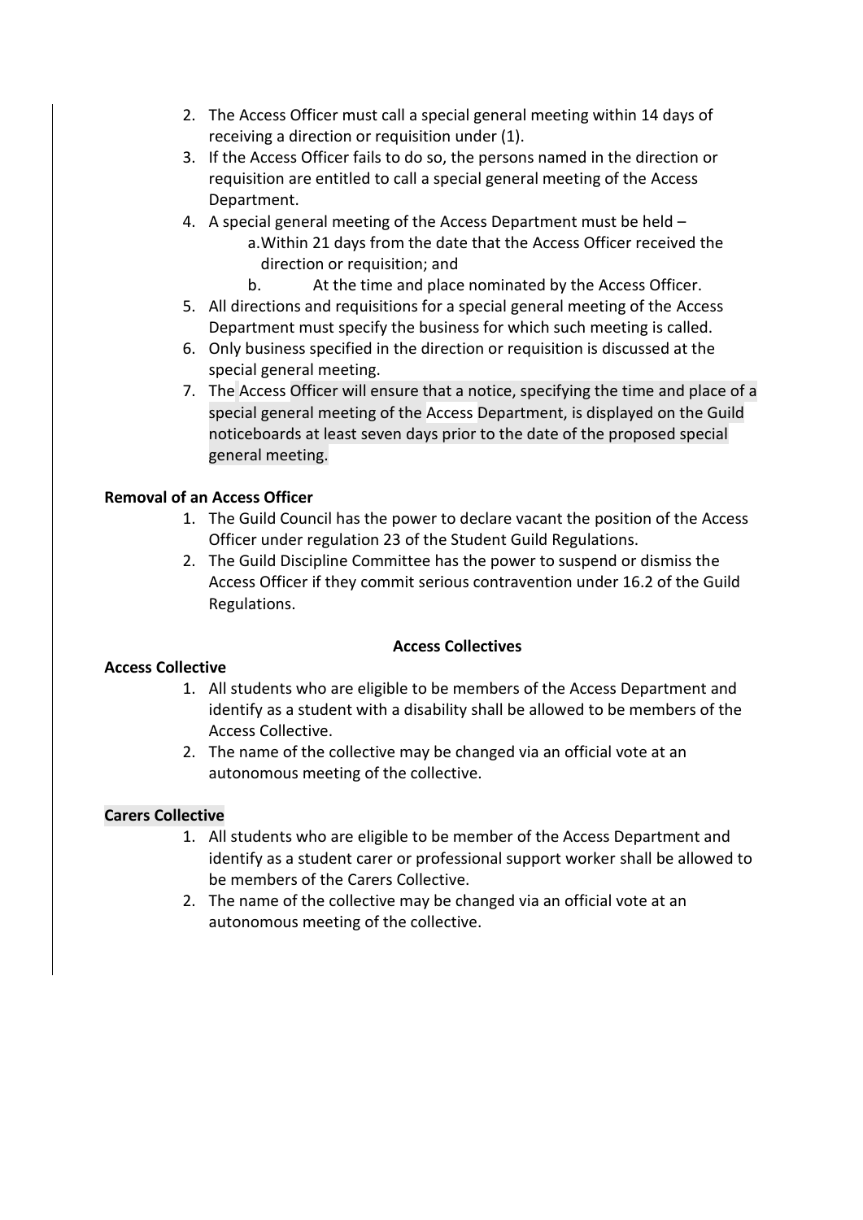2. The Access Officer must call a special general meeting within 14 days of receiving a direction or requisition under (1).
3. If the Access Officer fails to do so, the persons named in the direction or requisition are entitled to call a special general meeting of the Access Department.
4. A special general meeting of the Access Department must be held –
   a. Within 21 days from the date that the Access Officer received the direction or requisition; and
   b. At the time and place nominated by the Access Officer.
5. All directions and requisitions for a special general meeting of the Access Department must specify the business for which such meeting is called.
6. Only business specified in the direction or requisition is discussed at the special general meeting.
7. The Access Officer will ensure that a notice, specifying the time and place of a special general meeting of the Access Department, is displayed on the Guild noticeboards at least seven days prior to the date of the proposed special general meeting.

**Removal of an Access Officer**

1. The Guild Council has the power to declare vacant the position of the Access Officer under regulation 23 of the Student Guild Regulations.
2. The Guild Discipline Committee has the power to suspend or dismiss the Access Officer if they commit serious contravention under 16.2 of the Guild Regulations.

**Access Collectives**

**Access Collective**

1. All students who are eligible to be members of the Access Department and identify as a student with a disability shall be allowed to be members of the Access Collective.
2. The name of the collective may be changed via an official vote at an autonomous meeting of the collective.

**Carers Collective**

1. All students who are eligible to be member of the Access Department and identify as a student carer or professional support worker shall be allowed to be members of the Carers Collective.
2. The name of the collective may be changed via an official vote at an autonomous meeting of the collective.